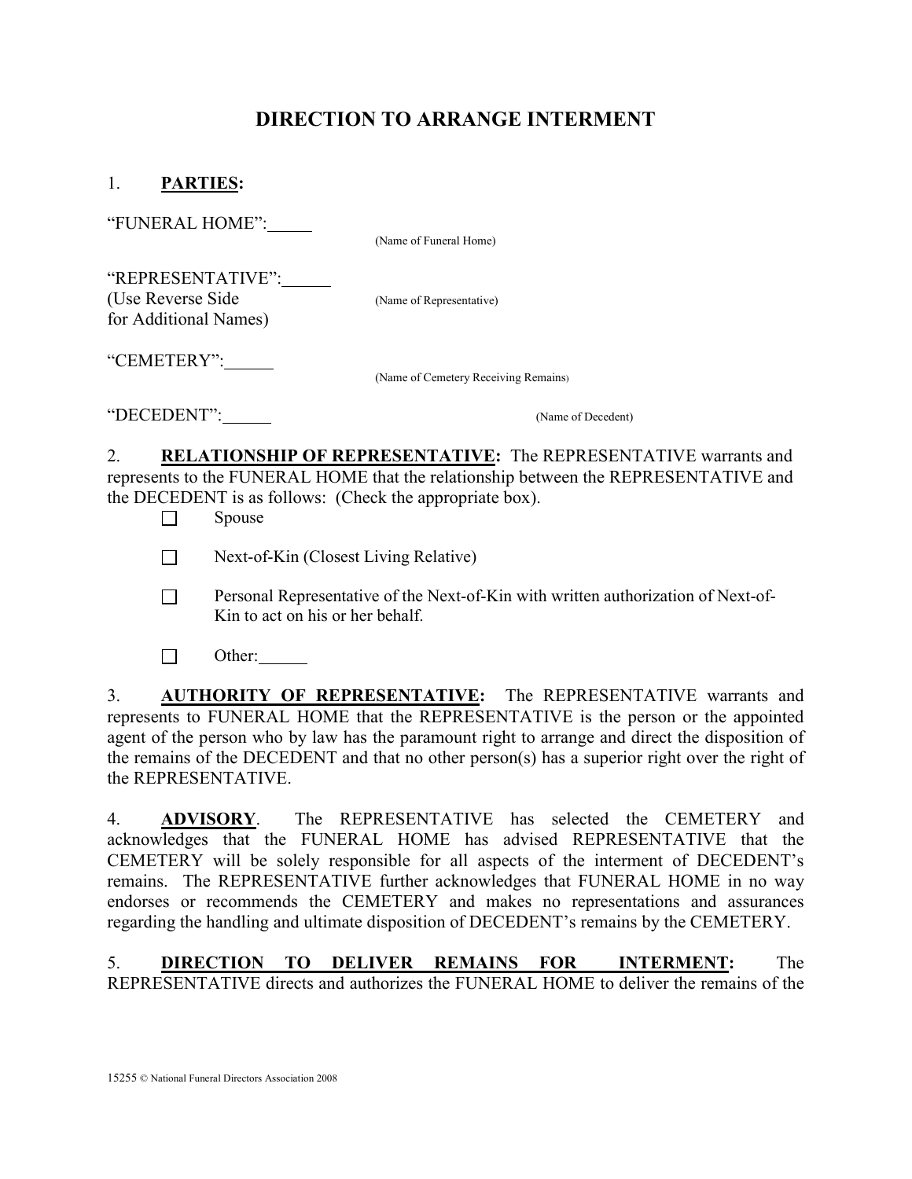# DIRECTION TO ARRANGE INTERMENT

1. **PARTIES:**

"FUNERAL HOME":_____ (Name of Funeral Home)

"REPRESENTATIVE":_____ (Name of Representative)
(Use Reverse Side for Additional Names)

"CEMETERY":_____ (Name of Cemetery Receiving Remains)

"DECEDENT":_____ (Name of Decedent)

2. **RELATIONSHIP OF REPRESENTATIVE:** The REPRESENTATIVE warrants and represents to the FUNERAL HOME that the relationship between the REPRESENTATIVE and the DECEDENT is as follows: (Check the appropriate box).

- ☐ Spouse
- ☐ Next-of-Kin (Closest Living Relative)
- ☐ Personal Representative of the Next-of-Kin with written authorization of Next-of-Kin to act on his or her behalf.
- ☐ Other:_____

3. **AUTHORITY OF REPRESENTATIVE:** The REPRESENTATIVE warrants and represents to FUNERAL HOME that the REPRESENTATIVE is the person or the appointed agent of the person who by law has the paramount right to arrange and direct the disposition of the remains of the DECEDENT and that no other person(s) has a superior right over the right of the REPRESENTATIVE.

4. **ADVISORY**. The REPRESENTATIVE has selected the CEMETERY and acknowledges that the FUNERAL HOME has advised REPRESENTATIVE that the CEMETERY will be solely responsible for all aspects of the interment of DECEDENT's remains. The REPRESENTATIVE further acknowledges that FUNERAL HOME in no way endorses or recommends the CEMETERY and makes no representations and assurances regarding the handling and ultimate disposition of DECEDENT's remains by the CEMETERY.

5. **DIRECTION TO DELIVER REMAINS FOR INTERMENT:** The REPRESENTATIVE directs and authorizes the FUNERAL HOME to deliver the remains of the

15255 © National Funeral Directors Association 2008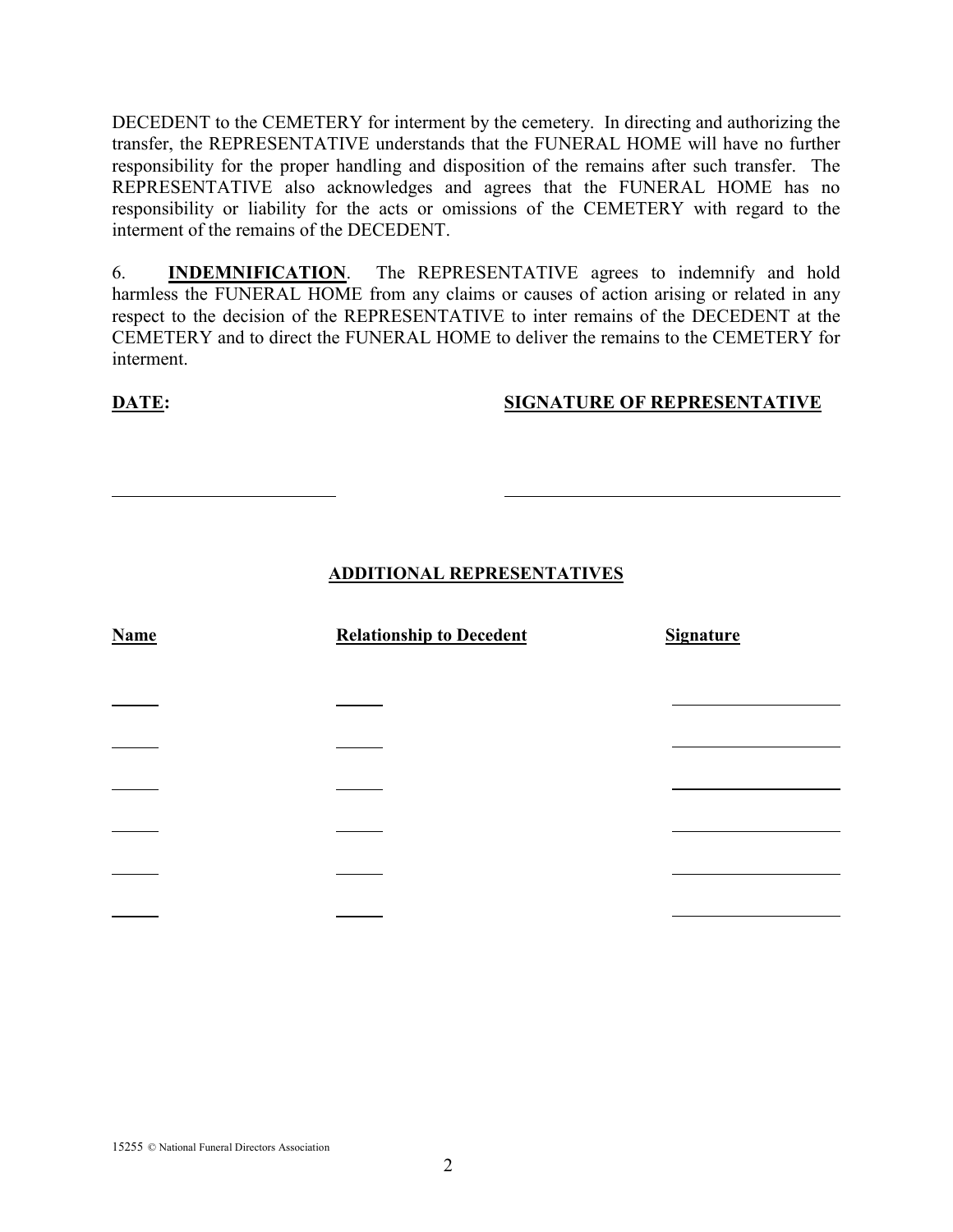DECEDENT to the CEMETERY for interment by the cemetery. In directing and authorizing the transfer, the REPRESENTATIVE understands that the FUNERAL HOME will have no further responsibility for the proper handling and disposition of the remains after such transfer. The REPRESENTATIVE also acknowledges and agrees that the FUNERAL HOME has no responsibility or liability for the acts or omissions of the CEMETERY with regard to the interment of the remains of the DECEDENT.

6. **INDEMNIFICATION**. The REPRESENTATIVE agrees to indemnify and hold harmless the FUNERAL HOME from any claims or causes of action arising or related in any respect to the decision of the REPRESENTATIVE to inter remains of the DECEDENT at the CEMETERY and to direct the FUNERAL HOME to deliver the remains to the CEMETERY for interment.

**DATE:** **SIGNATURE OF REPRESENTATIVE**

_________________________ _____________________________________

## ADDITIONAL REPRESENTATIVES

| Name | Relationship to Decedent | Signature |
|---|---|---|
| _____ | _____ | ___________________ |
| _____ | _____ | ___________________ |
| _____ | _____ | ___________________ |
| _____ | _____ | ___________________ |
| _____ | _____ | ___________________ |
| _____ | _____ | ___________________ |

15255 © National Funeral Directors Association